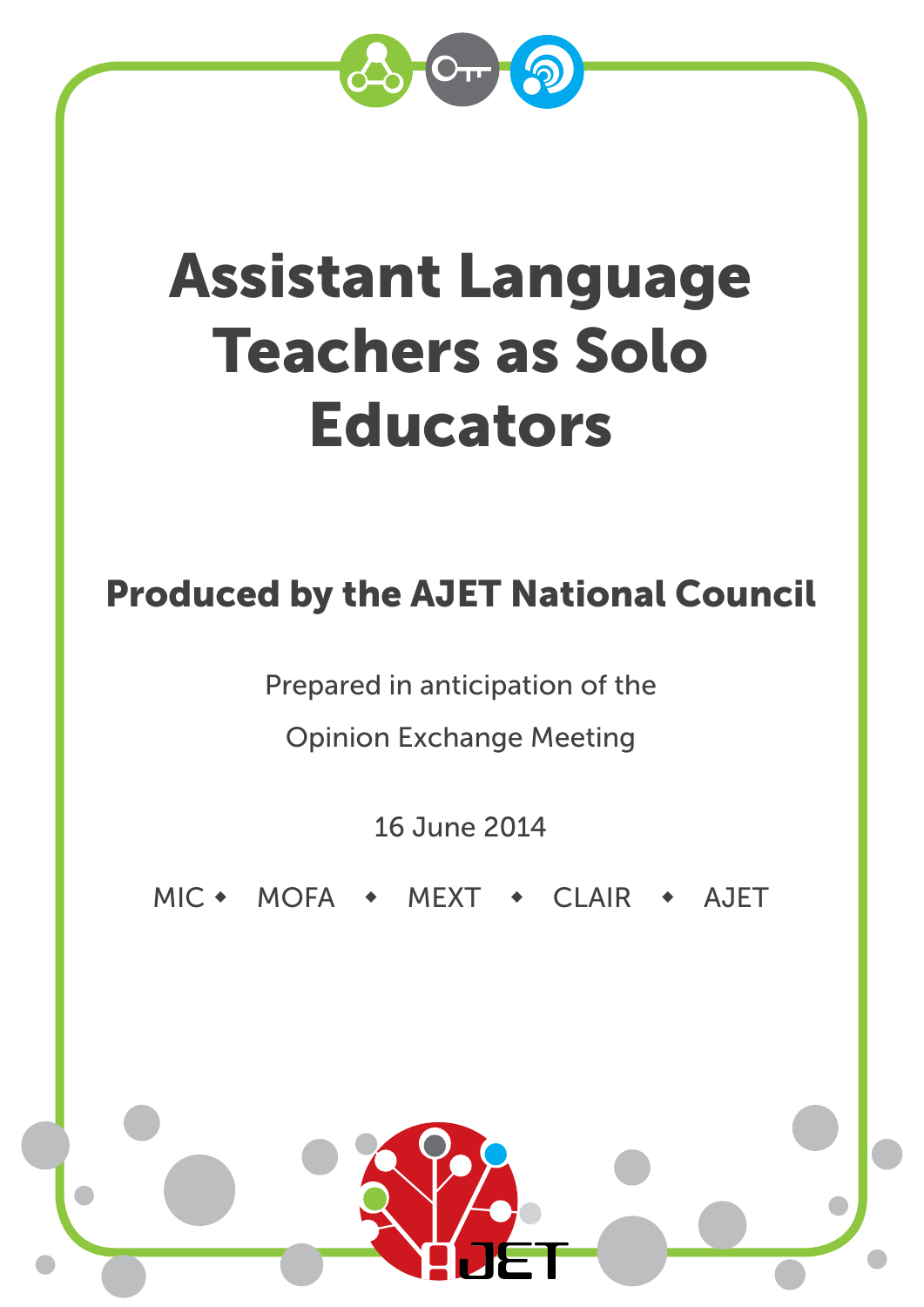# Assistant Language Teachers as Solo Educators

## Produced by the AJET National Council

Prepared in anticipation of the

Opinion Exchange Meeting

16 June 2014

MIC ◆ MOFA ◆ MEXT ◆ CLAIR ◆ AJET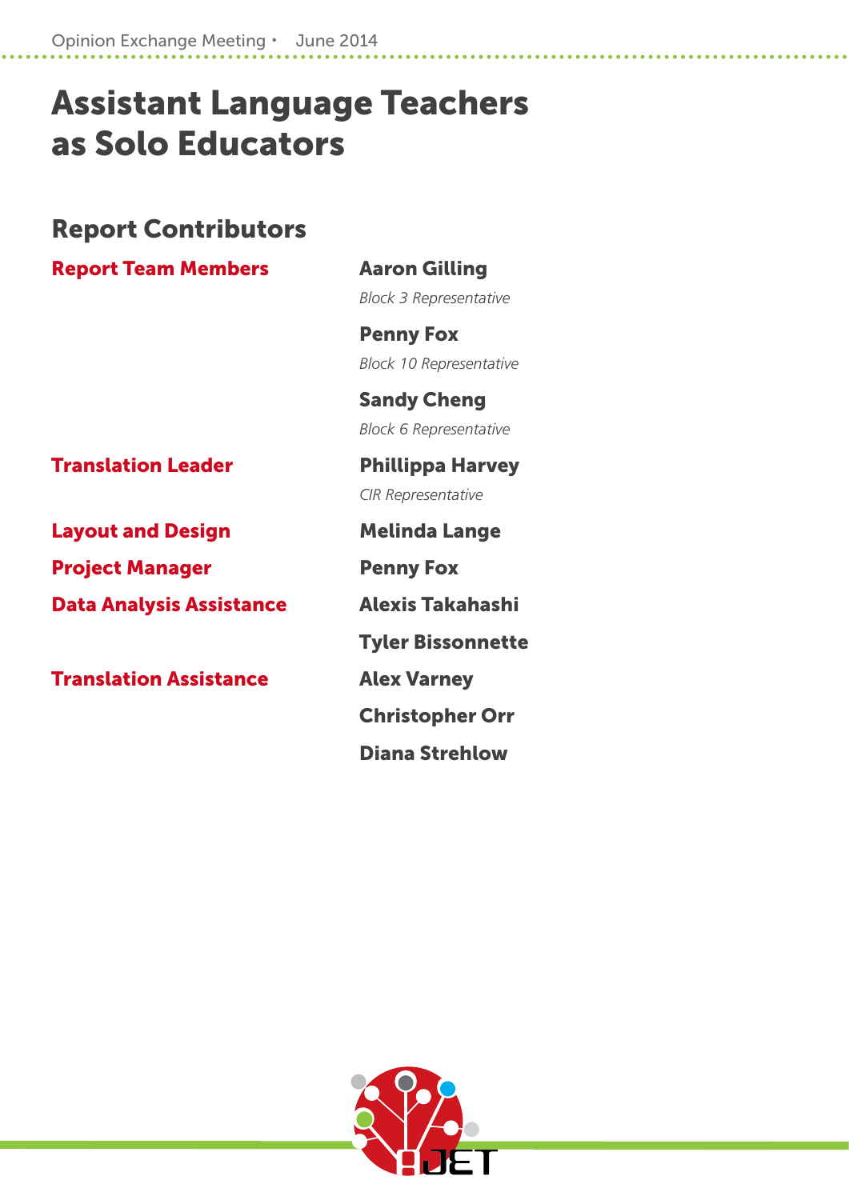# Assistant Language Teachers as Solo Educators

## Report Contributors

**Report Team Members**

**Aaron Gilling**
*Block 3 Representative*

**Penny Fox**
*Block 10 Representative*

**Sandy Cheng**
*Block 6 Representative*

**Translation Leader**

**Phillippa Harvey**
*CIR Representative*

**Layout and Design**

**Melinda Lange**

**Project Manager**

**Penny Fox**

**Data Analysis Assistance**

**Alexis Takahashi**

**Tyler Bissonnette**

**Translation Assistance**

**Alex Varney**

**Christopher Orr**

**Diana Strehlow**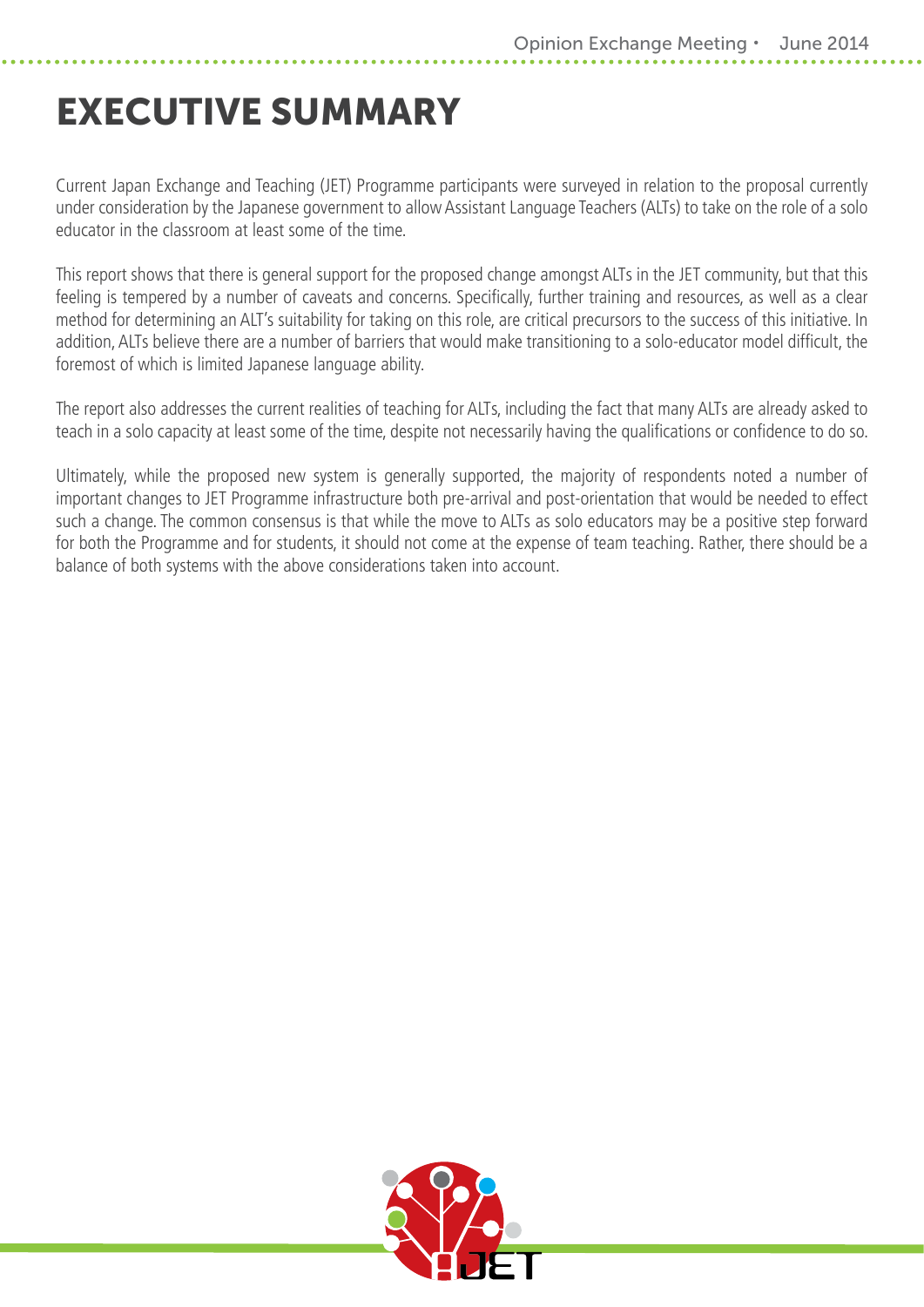# EXECUTIVE SUMMARY

Current Japan Exchange and Teaching (JET) Programme participants were surveyed in relation to the proposal currently under consideration by the Japanese government to allow Assistant Language Teachers (ALTs) to take on the role of a solo educator in the classroom at least some of the time.

This report shows that there is general support for the proposed change amongst ALTs in the JET community, but that this feeling is tempered by a number of caveats and concerns. Specifically, further training and resources, as well as a clear method for determining an ALT's suitability for taking on this role, are critical precursors to the success of this initiative. In addition, ALTs believe there are a number of barriers that would make transitioning to a solo-educator model difficult, the foremost of which is limited Japanese language ability.

The report also addresses the current realities of teaching for ALTs, including the fact that many ALTs are already asked to teach in a solo capacity at least some of the time, despite not necessarily having the qualifications or confidence to do so.

Ultimately, while the proposed new system is generally supported, the majority of respondents noted a number of important changes to JET Programme infrastructure both pre-arrival and post-orientation that would be needed to effect such a change. The common consensus is that while the move to ALTs as solo educators may be a positive step forward for both the Programme and for students, it should not come at the expense of team teaching. Rather, there should be a balance of both systems with the above considerations taken into account.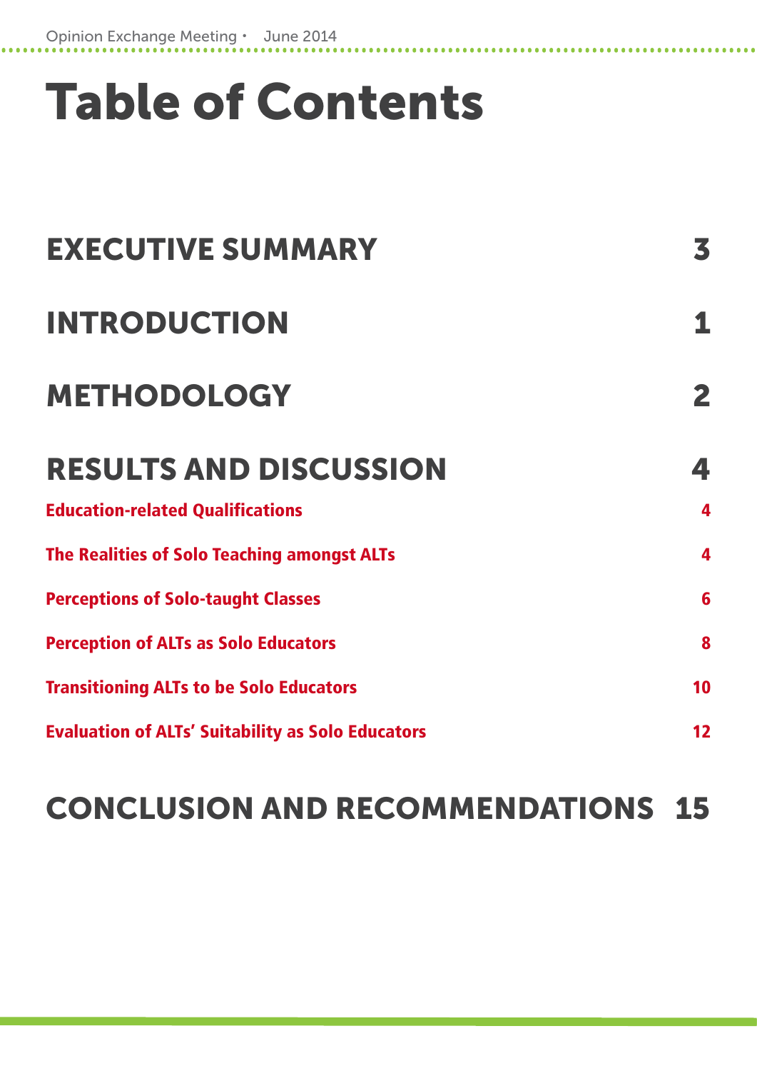# Table of Contents

| | |
|---|---|
| **EXECUTIVE SUMMARY** | **3** |
| **INTRODUCTION** | **1** |
| **METHODOLOGY** | **2** |
| **RESULTS AND DISCUSSION** | **4** |
| Education-related Qualifications | 4 |
| The Realities of Solo Teaching amongst ALTs | 4 |
| Perceptions of Solo-taught Classes | 6 |
| Perception of ALTs as Solo Educators | 8 |
| Transitioning ALTs to be Solo Educators | 10 |
| Evaluation of ALTs' Suitability as Solo Educators | 12 |
| **CONCLUSION AND RECOMMENDATIONS** | **15** |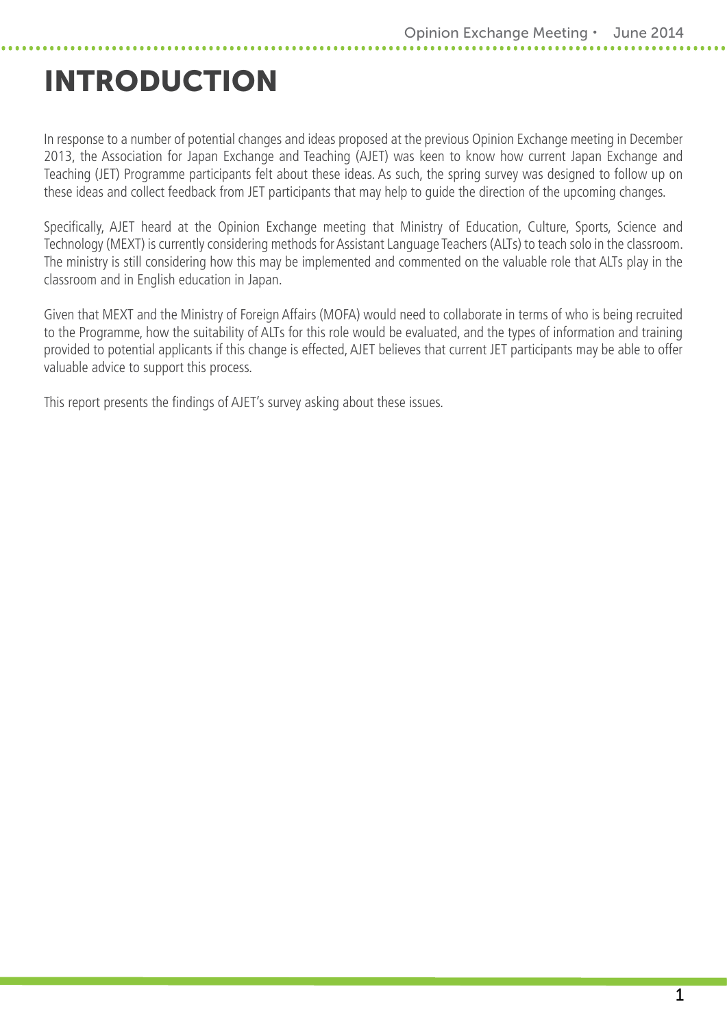# INTRODUCTION

In response to a number of potential changes and ideas proposed at the previous Opinion Exchange meeting in December 2013, the Association for Japan Exchange and Teaching (AJET) was keen to know how current Japan Exchange and Teaching (JET) Programme participants felt about these ideas. As such, the spring survey was designed to follow up on these ideas and collect feedback from JET participants that may help to guide the direction of the upcoming changes.

Specifically, AJET heard at the Opinion Exchange meeting that Ministry of Education, Culture, Sports, Science and Technology (MEXT) is currently considering methods for Assistant Language Teachers (ALTs) to teach solo in the classroom. The ministry is still considering how this may be implemented and commented on the valuable role that ALTs play in the classroom and in English education in Japan.

Given that MEXT and the Ministry of Foreign Affairs (MOFA) would need to collaborate in terms of who is being recruited to the Programme, how the suitability of ALTs for this role would be evaluated, and the types of information and training provided to potential applicants if this change is effected, AJET believes that current JET participants may be able to offer valuable advice to support this process.

This report presents the findings of AJET's survey asking about these issues.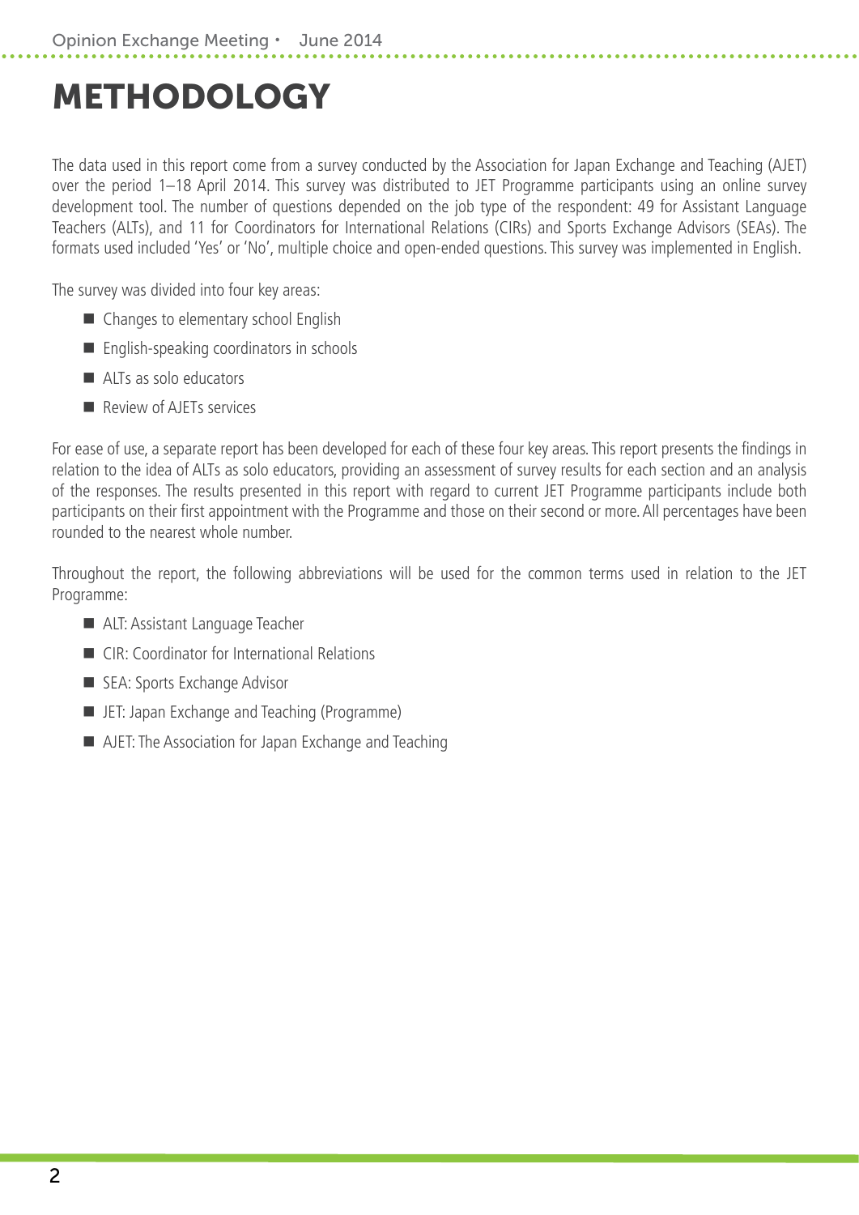# METHODOLOGY

The data used in this report come from a survey conducted by the Association for Japan Exchange and Teaching (AJET) over the period 1–18 April 2014. This survey was distributed to JET Programme participants using an online survey development tool. The number of questions depended on the job type of the respondent: 49 for Assistant Language Teachers (ALTs), and 11 for Coordinators for International Relations (CIRs) and Sports Exchange Advisors (SEAs). The formats used included 'Yes' or 'No', multiple choice and open-ended questions. This survey was implemented in English.

The survey was divided into four key areas:

- Changes to elementary school English
- English-speaking coordinators in schools
- ALTs as solo educators
- Review of AJETs services

For ease of use, a separate report has been developed for each of these four key areas. This report presents the findings in relation to the idea of ALTs as solo educators, providing an assessment of survey results for each section and an analysis of the responses. The results presented in this report with regard to current JET Programme participants include both participants on their first appointment with the Programme and those on their second or more. All percentages have been rounded to the nearest whole number.

Throughout the report, the following abbreviations will be used for the common terms used in relation to the JET Programme:

- ALT: Assistant Language Teacher
- CIR: Coordinator for International Relations
- SEA: Sports Exchange Advisor
- JET: Japan Exchange and Teaching (Programme)
- AJET: The Association for Japan Exchange and Teaching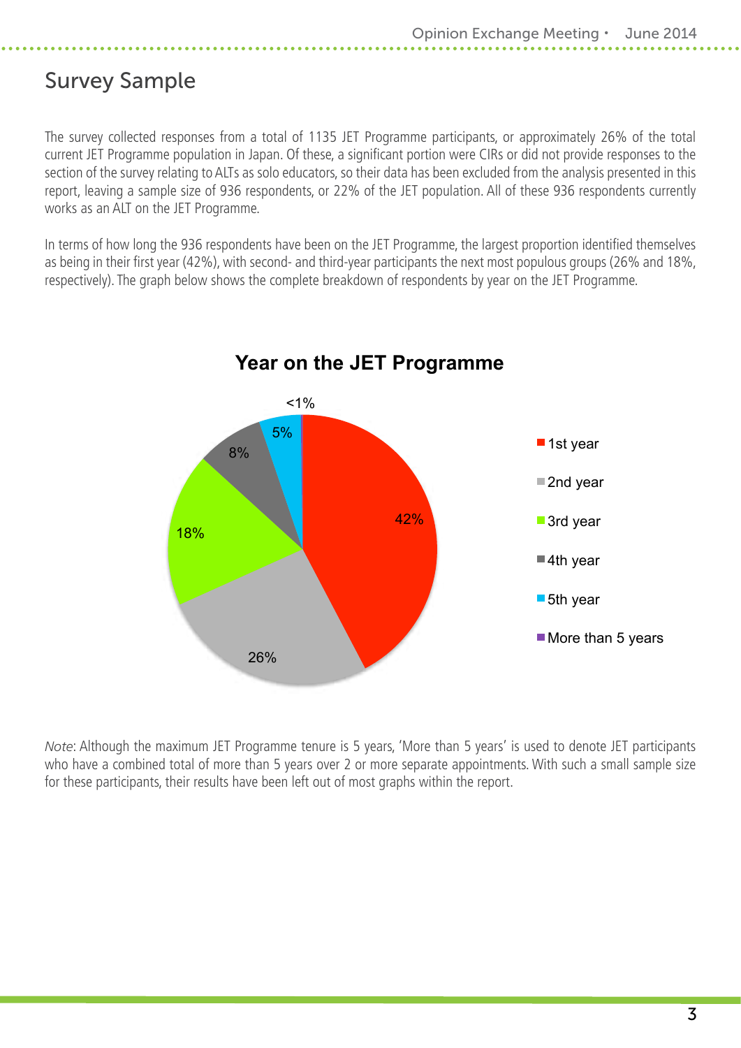## Survey Sample

The survey collected responses from a total of 1135 JET Programme participants, or approximately 26% of the total current JET Programme population in Japan. Of these, a significant portion were CIRs or did not provide responses to the section of the survey relating to ALTs as solo educators, so their data has been excluded from the analysis presented in this report, leaving a sample size of 936 respondents, or 22% of the JET population. All of these 936 respondents currently works as an ALT on the JET Programme.

In terms of how long the 936 respondents have been on the JET Programme, the largest proportion identified themselves as being in their first year (42%), with second- and third-year participants the next most populous groups (26% and 18%, respectively). The graph below shows the complete breakdown of respondents by year on the JET Programme.

**Year on the JET Programme**

| Year | Percentage |
|---|---|
| 1st year | 42% |
| 2nd year | 26% |
| 3rd year | 18% |
| 4th year | 8% |
| 5th year | 5% |
| More than 5 years | <1% |

*Note*: Although the maximum JET Programme tenure is 5 years, 'More than 5 years' is used to denote JET participants who have a combined total of more than 5 years over 2 or more separate appointments. With such a small sample size for these participants, their results have been left out of most graphs within the report.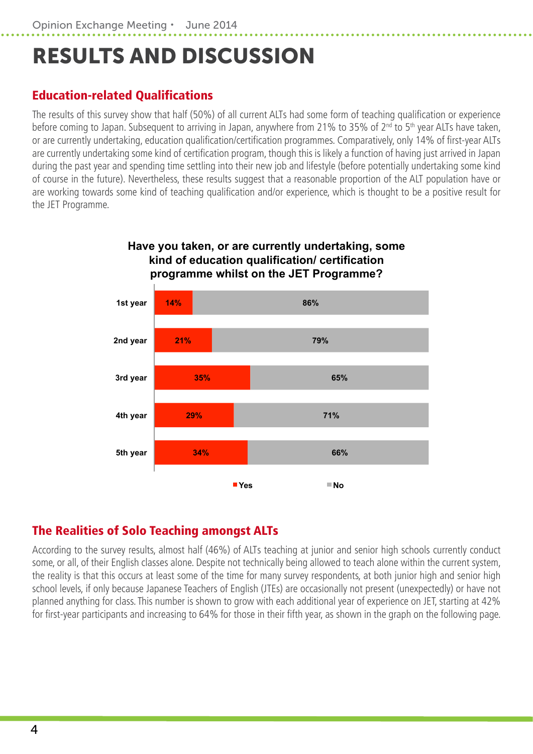# RESULTS AND DISCUSSION

## Education-related Qualifications

The results of this survey show that half (50%) of all current ALTs had some form of teaching qualification or experience before coming to Japan. Subsequent to arriving in Japan, anywhere from 21% to 35% of 2nd to 5th year ALTs have taken, or are currently undertaking, education qualification/certification programmes. Comparatively, only 14% of first-year ALTs are currently undertaking some kind of certification program, though this is likely a function of having just arrived in Japan during the past year and spending time settling into their new job and lifestyle (before potentially undertaking some kind of course in the future). Nevertheless, these results suggest that a reasonable proportion of the ALT population have or are working towards some kind of teaching qualification and/or experience, which is thought to be a positive result for the JET Programme.

**Have you taken, or are currently undertaking, some kind of education qualification/ certification programme whilst on the JET Programme?**

| | Yes | No |
|---|---|---|
| 1st year | 14% | 86% |
| 2nd year | 21% | 79% |
| 3rd year | 35% | 65% |
| 4th year | 29% | 71% |
| 5th year | 34% | 66% |

## The Realities of Solo Teaching amongst ALTs

According to the survey results, almost half (46%) of ALTs teaching at junior and senior high schools currently conduct some, or all, of their English classes alone. Despite not technically being allowed to teach alone within the current system, the reality is that this occurs at least some of the time for many survey respondents, at both junior high and senior high school levels, if only because Japanese Teachers of English (JTEs) are occasionally not present (unexpectedly) or have not planned anything for class. This number is shown to grow with each additional year of experience on JET, starting at 42% for first-year participants and increasing to 64% for those in their fifth year, as shown in the graph on the following page.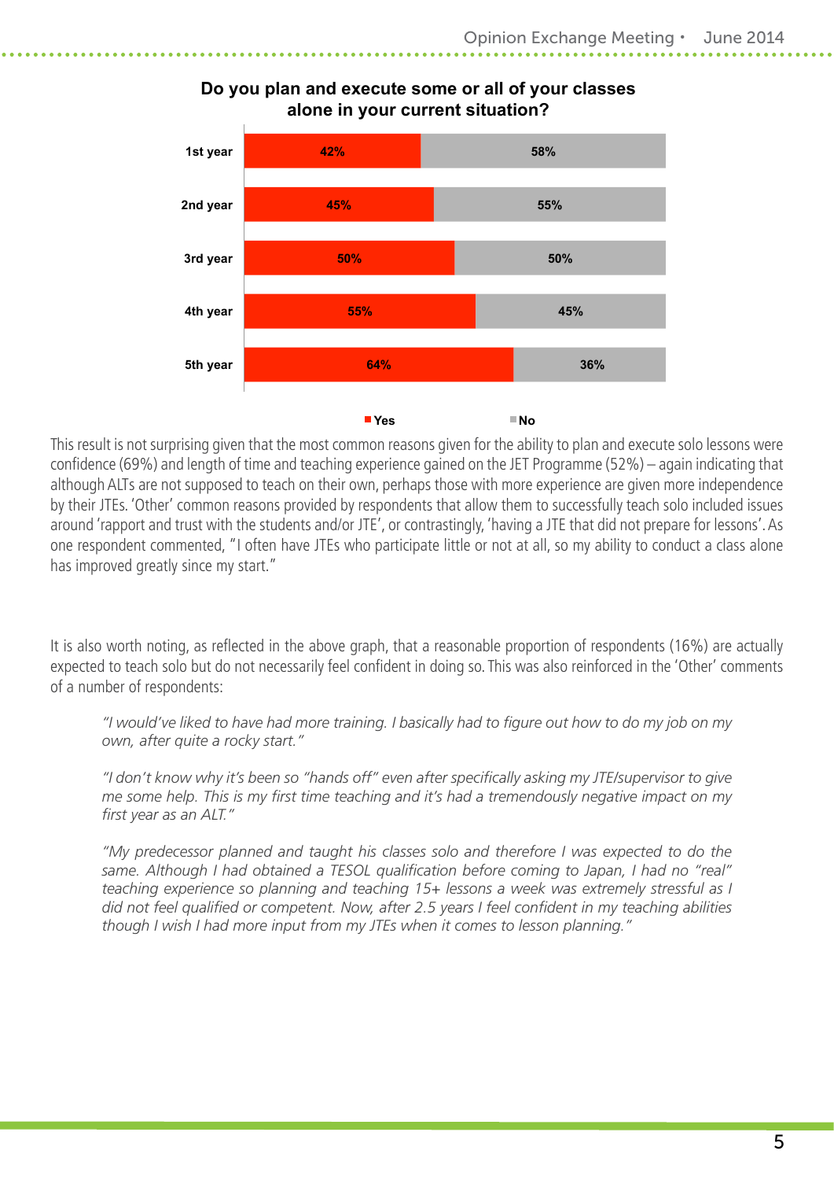**Do you plan and execute some or all of your classes alone in your current situation?**

| | Yes | No |
| --- | --- | --- |
| 1st year | 42% | 58% |
| 2nd year | 45% | 55% |
| 3rd year | 50% | 50% |
| 4th year | 55% | 45% |
| 5th year | 64% | 36% |

This result is not surprising given that the most common reasons given for the ability to plan and execute solo lessons were confidence (69%) and length of time and teaching experience gained on the JET Programme (52%) – again indicating that although ALTs are not supposed to teach on their own, perhaps those with more experience are given more independence by their JTEs. 'Other' common reasons provided by respondents that allow them to successfully teach solo included issues around 'rapport and trust with the students and/or JTE', or contrastingly, 'having a JTE that did not prepare for lessons'. As one respondent commented, "I often have JTEs who participate little or not at all, so my ability to conduct a class alone has improved greatly since my start."

It is also worth noting, as reflected in the above graph, that a reasonable proportion of respondents (16%) are actually expected to teach solo but do not necessarily feel confident in doing so. This was also reinforced in the 'Other' comments of a number of respondents:

> *"I would've liked to have had more training. I basically had to figure out how to do my job on my own, after quite a rocky start."*
>
> *"I don't know why it's been so "hands off" even after specifically asking my JTE/supervisor to give me some help. This is my first time teaching and it's had a tremendously negative impact on my first year as an ALT."*
>
> *"My predecessor planned and taught his classes solo and therefore I was expected to do the same. Although I had obtained a TESOL qualification before coming to Japan, I had no "real" teaching experience so planning and teaching 15+ lessons a week was extremely stressful as I did not feel qualified or competent. Now, after 2.5 years I feel confident in my teaching abilities though I wish I had more input from my JTEs when it comes to lesson planning."*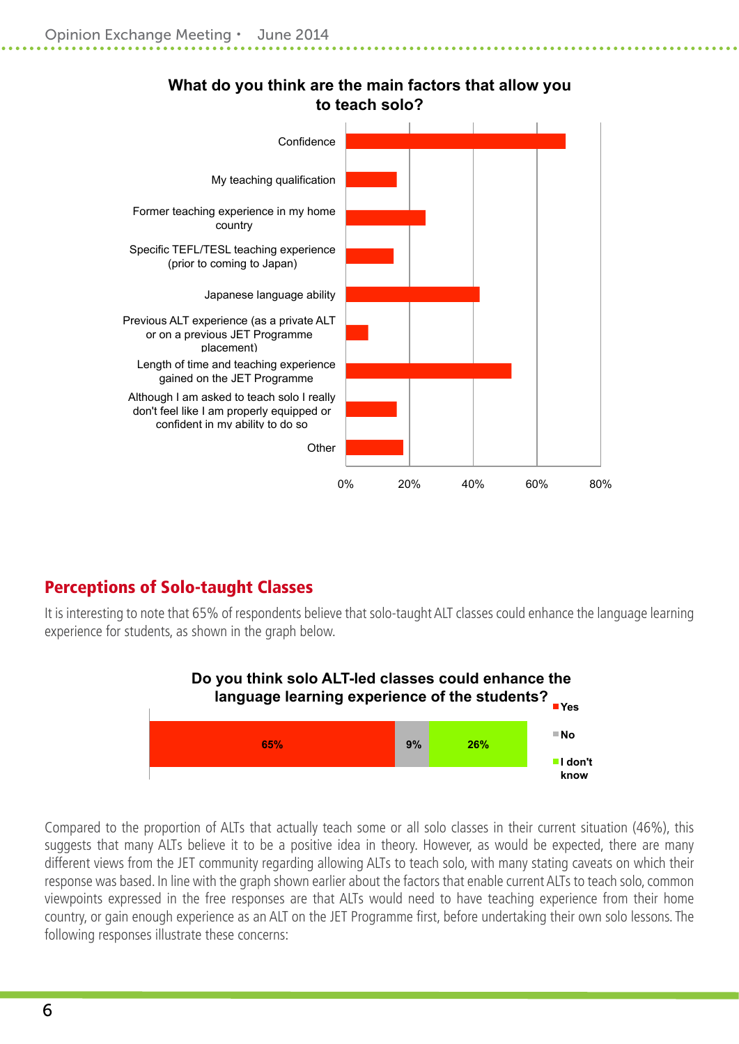**What do you think are the main factors that allow you to teach solo?**

- Confidence
- My teaching qualification
- Former teaching experience in my home country
- Specific TEFL/TESL teaching experience (prior to coming to Japan)
- Japanese language ability
- Previous ALT experience (as a private ALT or on a previous JET Programme placement)
- Length of time and teaching experience gained on the JET Programme
- Although I am asked to teach solo I really don't feel like I am properly equipped or confident in my ability to do so
- Other

0% 20% 40% 60% 80%

## Perceptions of Solo-taught Classes

It is interesting to note that 65% of respondents believe that solo-taught ALT classes could enhance the language learning experience for students, as shown in the graph below.

**Do you think solo ALT-led classes could enhance the language learning experience of the students?**

| Yes | No | I don't know |
|---|---|---|
| 65% | 9% | 26% |

Compared to the proportion of ALTs that actually teach some or all solo classes in their current situation (46%), this suggests that many ALTs believe it to be a positive idea in theory. However, as would be expected, there are many different views from the JET community regarding allowing ALTs to teach solo, with many stating caveats on which their response was based. In line with the graph shown earlier about the factors that enable current ALTs to teach solo, common viewpoints expressed in the free responses are that ALTs would need to have teaching experience from their home country, or gain enough experience as an ALT on the JET Programme first, before undertaking their own solo lessons. The following responses illustrate these concerns: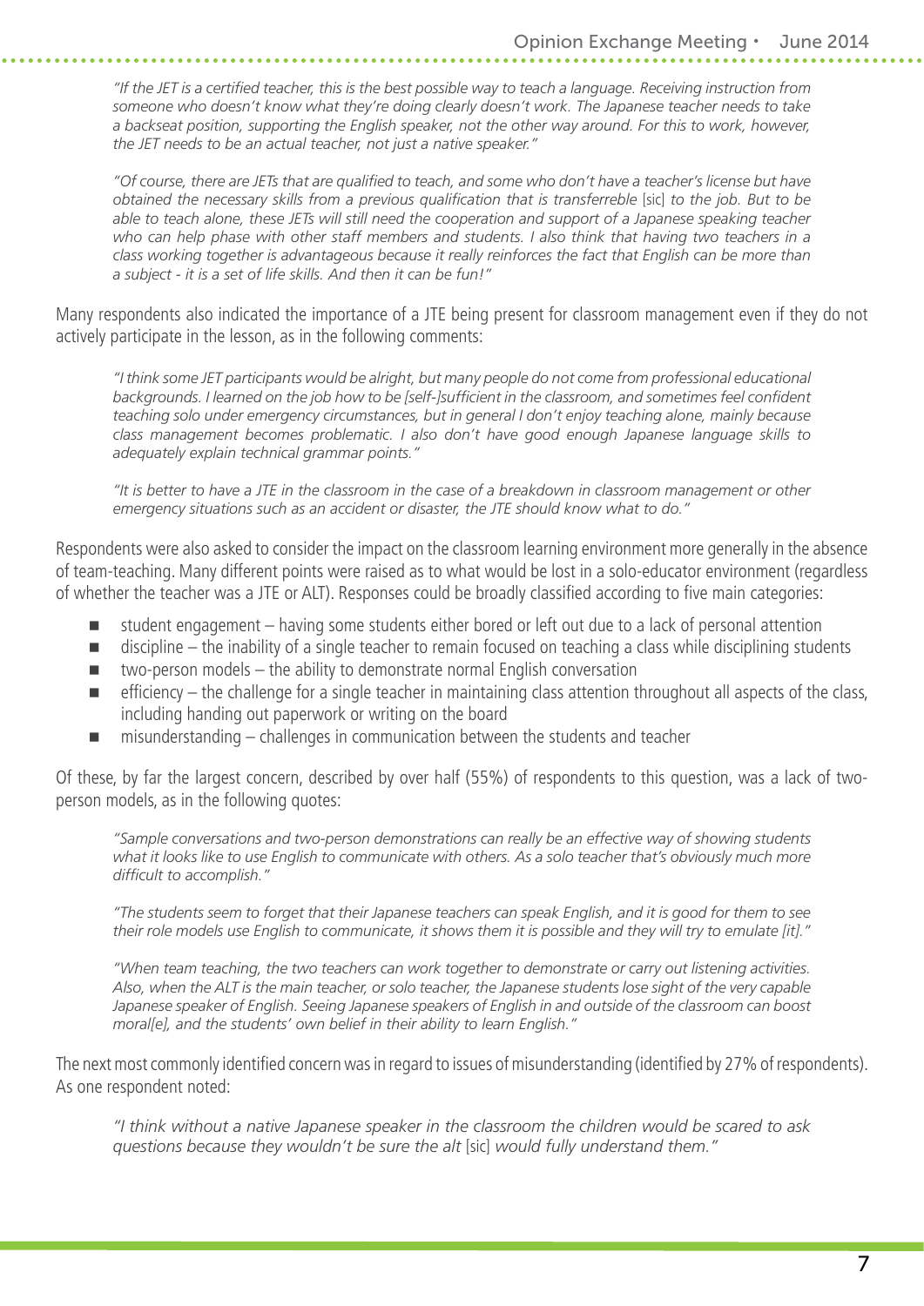*"If the JET is a certified teacher, this is the best possible way to teach a language. Receiving instruction from someone who doesn't know what they're doing clearly doesn't work. The Japanese teacher needs to take a backseat position, supporting the English speaker, not the other way around. For this to work, however, the JET needs to be an actual teacher, not just a native speaker."*

*"Of course, there are JETs that are qualified to teach, and some who don't have a teacher's license but have obtained the necessary skills from a previous qualification that is transferreble* [sic] *to the job. But to be able to teach alone, these JETs will still need the cooperation and support of a Japanese speaking teacher who can help phase with other staff members and students. I also think that having two teachers in a class working together is advantageous because it really reinforces the fact that English can be more than a subject - it is a set of life skills. And then it can be fun!"*

Many respondents also indicated the importance of a JTE being present for classroom management even if they do not actively participate in the lesson, as in the following comments:

*"I think some JET participants would be alright, but many people do not come from professional educational backgrounds. I learned on the job how to be [self-]sufficient in the classroom, and sometimes feel confident teaching solo under emergency circumstances, but in general I don't enjoy teaching alone, mainly because class management becomes problematic. I also don't have good enough Japanese language skills to adequately explain technical grammar points."*

*"It is better to have a JTE in the classroom in the case of a breakdown in classroom management or other emergency situations such as an accident or disaster, the JTE should know what to do."*

Respondents were also asked to consider the impact on the classroom learning environment more generally in the absence of team-teaching. Many different points were raised as to what would be lost in a solo-educator environment (regardless of whether the teacher was a JTE or ALT). Responses could be broadly classified according to five main categories:

- student engagement – having some students either bored or left out due to a lack of personal attention
- discipline – the inability of a single teacher to remain focused on teaching a class while disciplining students
- two-person models – the ability to demonstrate normal English conversation
- efficiency – the challenge for a single teacher in maintaining class attention throughout all aspects of the class, including handing out paperwork or writing on the board
- misunderstanding – challenges in communication between the students and teacher

Of these, by far the largest concern, described by over half (55%) of respondents to this question, was a lack of two-person models, as in the following quotes:

*"Sample conversations and two-person demonstrations can really be an effective way of showing students what it looks like to use English to communicate with others. As a solo teacher that's obviously much more difficult to accomplish."*

*"The students seem to forget that their Japanese teachers can speak English, and it is good for them to see their role models use English to communicate, it shows them it is possible and they will try to emulate [it]."*

*"When team teaching, the two teachers can work together to demonstrate or carry out listening activities. Also, when the ALT is the main teacher, or solo teacher, the Japanese students lose sight of the very capable Japanese speaker of English. Seeing Japanese speakers of English in and outside of the classroom can boost moral[e], and the students' own belief in their ability to learn English."*

The next most commonly identified concern was in regard to issues of misunderstanding (identified by 27% of respondents). As one respondent noted:

*"I think without a native Japanese speaker in the classroom the children would be scared to ask questions because they wouldn't be sure the alt* [sic] *would fully understand them."*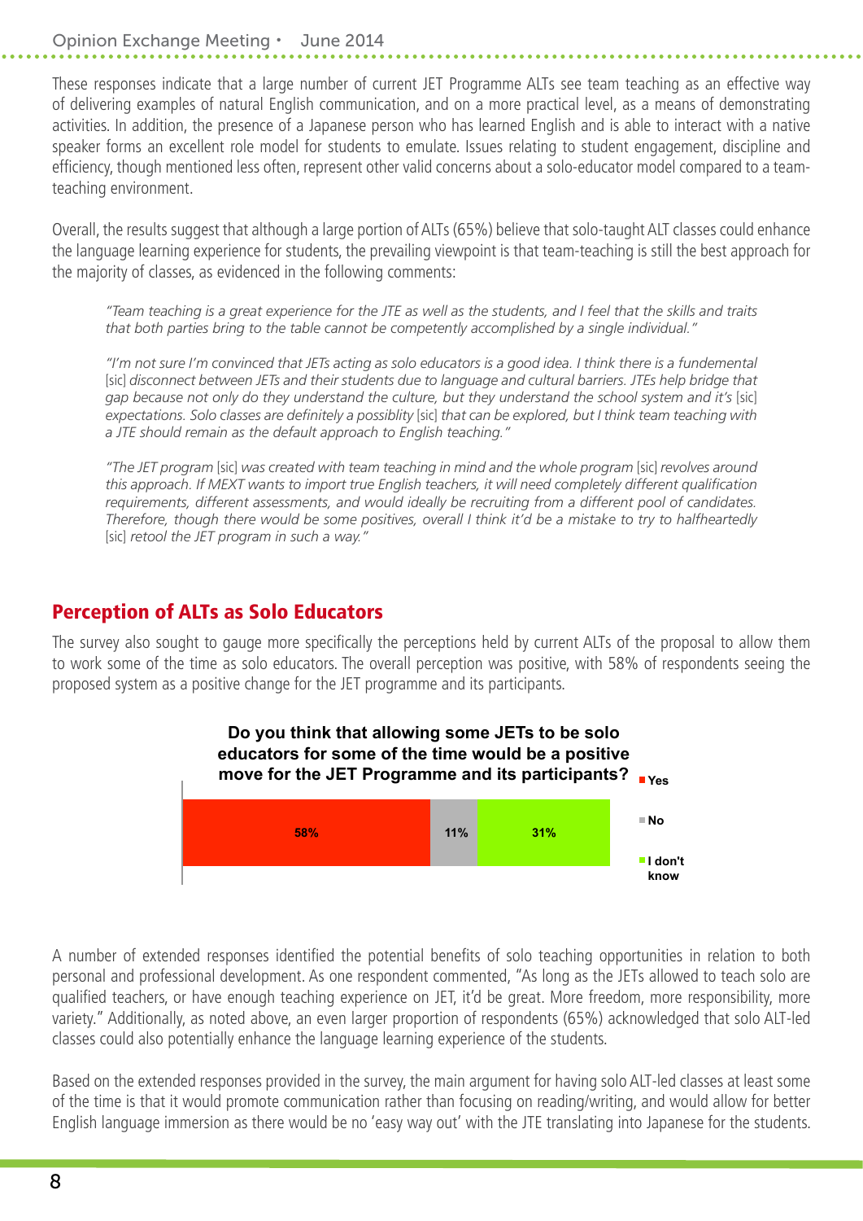These responses indicate that a large number of current JET Programme ALTs see team teaching as an effective way of delivering examples of natural English communication, and on a more practical level, as a means of demonstrating activities. In addition, the presence of a Japanese person who has learned English and is able to interact with a native speaker forms an excellent role model for students to emulate. Issues relating to student engagement, discipline and efficiency, though mentioned less often, represent other valid concerns about a solo-educator model compared to a team-teaching environment.

Overall, the results suggest that although a large portion of ALTs (65%) believe that solo-taught ALT classes could enhance the language learning experience for students, the prevailing viewpoint is that team-teaching is still the best approach for the majority of classes, as evidenced in the following comments:

> *"Team teaching is a great experience for the JTE as well as the students, and I feel that the skills and traits that both parties bring to the table cannot be competently accomplished by a single individual."*

> *"I'm not sure I'm convinced that JETs acting as solo educators is a good idea. I think there is a fundemental* [sic] *disconnect between JETs and their students due to language and cultural barriers. JTEs help bridge that gap because not only do they understand the culture, but they understand the school system and it's* [sic] *expectations. Solo classes are definitely a possiblity* [sic] *that can be explored, but I think team teaching with a JTE should remain as the default approach to English teaching."*

> *"The JET program* [sic] *was created with team teaching in mind and the whole program* [sic] *revolves around this approach. If MEXT wants to import true English teachers, it will need completely different qualification requirements, different assessments, and would ideally be recruiting from a different pool of candidates. Therefore, though there would be some positives, overall I think it'd be a mistake to try to halfheartedly* [sic] *retool the JET program in such a way."*

## Perception of ALTs as Solo Educators

The survey also sought to gauge more specifically the perceptions held by current ALTs of the proposal to allow them to work some of the time as solo educators. The overall perception was positive, with 58% of respondents seeing the proposed system as a positive change for the JET programme and its participants.

**Do you think that allowing some JETs to be solo educators for some of the time would be a positive move for the JET Programme and its participants?**

| Yes | No | I don't know |
|---|---|---|
| 58% | 11% | 31% |

A number of extended responses identified the potential benefits of solo teaching opportunities in relation to both personal and professional development. As one respondent commented, "As long as the JETs allowed to teach solo are qualified teachers, or have enough teaching experience on JET, it'd be great. More freedom, more responsibility, more variety." Additionally, as noted above, an even larger proportion of respondents (65%) acknowledged that solo ALT-led classes could also potentially enhance the language learning experience of the students.

Based on the extended responses provided in the survey, the main argument for having solo ALT-led classes at least some of the time is that it would promote communication rather than focusing on reading/writing, and would allow for better English language immersion as there would be no 'easy way out' with the JTE translating into Japanese for the students.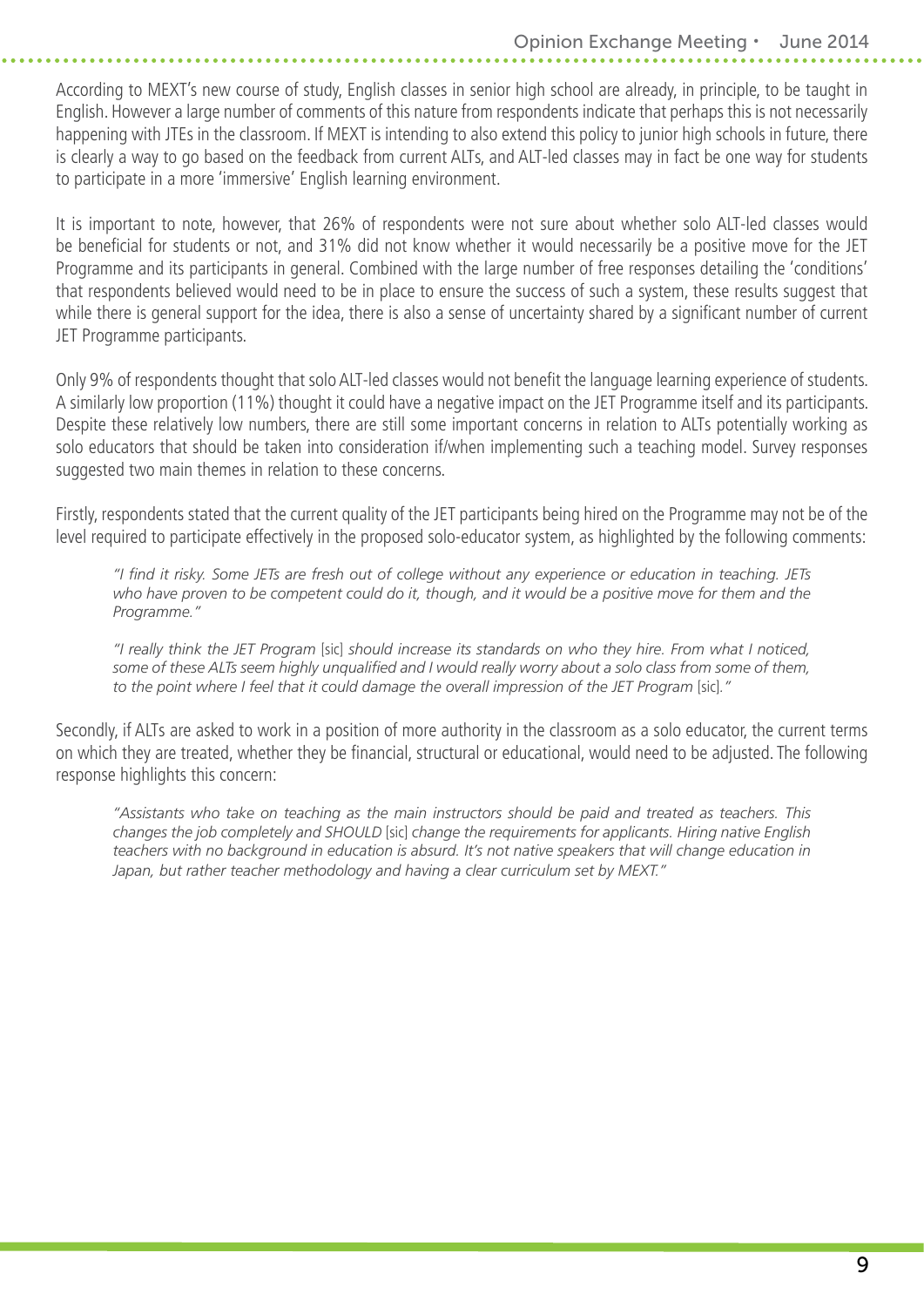According to MEXT's new course of study, English classes in senior high school are already, in principle, to be taught in English. However a large number of comments of this nature from respondents indicate that perhaps this is not necessarily happening with JTEs in the classroom. If MEXT is intending to also extend this policy to junior high schools in future, there is clearly a way to go based on the feedback from current ALTs, and ALT-led classes may in fact be one way for students to participate in a more 'immersive' English learning environment.

It is important to note, however, that 26% of respondents were not sure about whether solo ALT-led classes would be beneficial for students or not, and 31% did not know whether it would necessarily be a positive move for the JET Programme and its participants in general. Combined with the large number of free responses detailing the 'conditions' that respondents believed would need to be in place to ensure the success of such a system, these results suggest that while there is general support for the idea, there is also a sense of uncertainty shared by a significant number of current JET Programme participants.

Only 9% of respondents thought that solo ALT-led classes would not benefit the language learning experience of students. A similarly low proportion (11%) thought it could have a negative impact on the JET Programme itself and its participants. Despite these relatively low numbers, there are still some important concerns in relation to ALTs potentially working as solo educators that should be taken into consideration if/when implementing such a teaching model. Survey responses suggested two main themes in relation to these concerns.

Firstly, respondents stated that the current quality of the JET participants being hired on the Programme may not be of the level required to participate effectively in the proposed solo-educator system, as highlighted by the following comments:

> *"I find it risky. Some JETs are fresh out of college without any experience or education in teaching. JETs who have proven to be competent could do it, though, and it would be a positive move for them and the Programme."*

> *"I really think the JET Program* [sic] *should increase its standards on who they hire. From what I noticed, some of these ALTs seem highly unqualified and I would really worry about a solo class from some of them, to the point where I feel that it could damage the overall impression of the JET Program* [sic]*."*

Secondly, if ALTs are asked to work in a position of more authority in the classroom as a solo educator, the current terms on which they are treated, whether they be financial, structural or educational, would need to be adjusted. The following response highlights this concern:

> *"Assistants who take on teaching as the main instructors should be paid and treated as teachers. This changes the job completely and SHOULD* [sic] *change the requirements for applicants. Hiring native English teachers with no background in education is absurd. It's not native speakers that will change education in Japan, but rather teacher methodology and having a clear curriculum set by MEXT."*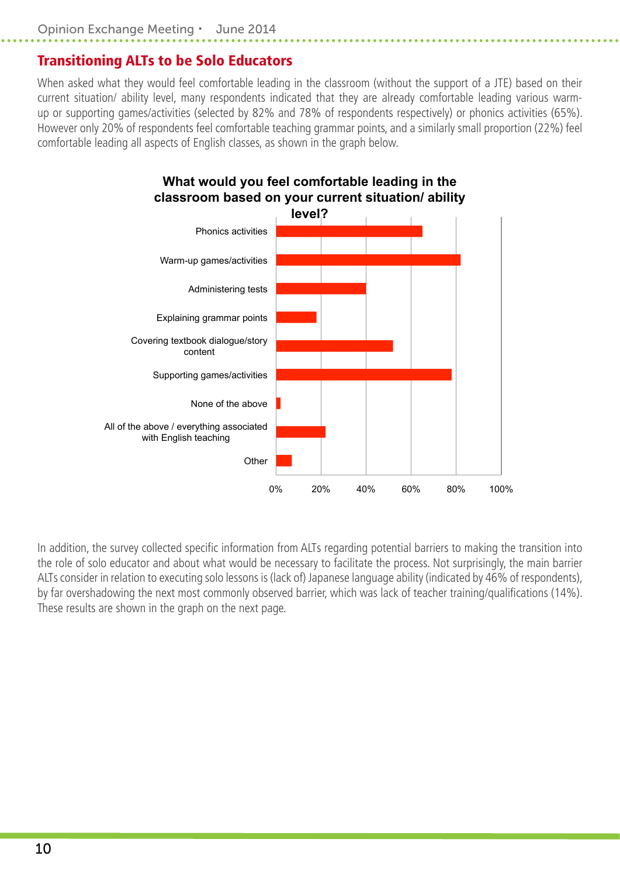## Transitioning ALTs to be Solo Educators

When asked what they would feel comfortable leading in the classroom (without the support of a JTE) based on their current situation/ ability level, many respondents indicated that they are already comfortable leading various warm-up or supporting games/activities (selected by 82% and 78% of respondents respectively) or phonics activities (65%). However only 20% of respondents feel comfortable teaching grammar points, and a similarly small proportion (22%) feel comfortable leading all aspects of English classes, as shown in the graph below.

**What would you feel comfortable leading in the classroom based on your current situation/ ability level?**

Phonics activities
Warm-up games/activities
Administering tests
Explaining grammar points
Covering textbook dialogue/story content
Supporting games/activities
None of the above
All of the above / everything associated with English teaching
Other

0% 20% 40% 60% 80% 100%

In addition, the survey collected specific information from ALTs regarding potential barriers to making the transition into the role of solo educator and about what would be necessary to facilitate the process. Not surprisingly, the main barrier ALTs consider in relation to executing solo lessons is (lack of) Japanese language ability (indicated by 46% of respondents), by far overshadowing the next most commonly observed barrier, which was lack of teacher training/qualifications (14%). These results are shown in the graph on the next page.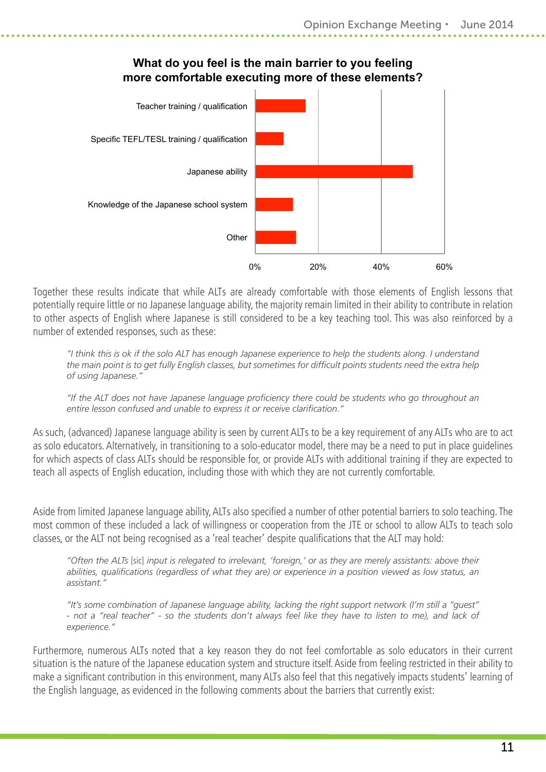**What do you feel is the main barrier to you feeling more comfortable executing more of these elements?**

| Barrier | Approx. % |
| --- | --- |
| Teacher training / qualification | ~16% |
| Specific TEFL/TESL training / qualification | ~9% |
| Japanese ability | ~50% |
| Knowledge of the Japanese school system | ~12% |
| Other | ~13% |

Together these results indicate that while ALTs are already comfortable with those elements of English lessons that potentially require little or no Japanese language ability, the majority remain limited in their ability to contribute in relation to other aspects of English where Japanese is still considered to be a key teaching tool. This was also reinforced by a number of extended responses, such as these:

> *"I think this is ok if the solo ALT has enough Japanese experience to help the students along. I understand the main point is to get fully English classes, but sometimes for difficult points students need the extra help of using Japanese."*

> *"If the ALT does not have Japanese language proficiency there could be students who go throughout an entire lesson confused and unable to express it or receive clarification."*

As such, (advanced) Japanese language ability is seen by current ALTs to be a key requirement of any ALTs who are to act as solo educators. Alternatively, in transitioning to a solo-educator model, there may be a need to put in place guidelines for which aspects of class ALTs should be responsible for, or provide ALTs with additional training if they are expected to teach all aspects of English education, including those with which they are not currently comfortable.

Aside from limited Japanese language ability, ALTs also specified a number of other potential barriers to solo teaching. The most common of these included a lack of willingness or cooperation from the JTE or school to allow ALTs to teach solo classes, or the ALT not being recognised as a 'real teacher' despite qualifications that the ALT may hold:

> *"Often the ALTs* [sic] *input is relegated to irrelevant, 'foreign,' or as they are merely assistants: above their abilities, qualifications (regardless of what they are) or experience in a position viewed as low status, an assistant."*

> *"It's some combination of Japanese language ability, lacking the right support network (I'm still a "guest" - not a "real teacher" - so the students don't always feel like they have to listen to me), and lack of experience."*

Furthermore, numerous ALTs noted that a key reason they do not feel comfortable as solo educators in their current situation is the nature of the Japanese education system and structure itself. Aside from feeling restricted in their ability to make a significant contribution in this environment, many ALTs also feel that this negatively impacts students' learning of the English language, as evidenced in the following comments about the barriers that currently exist: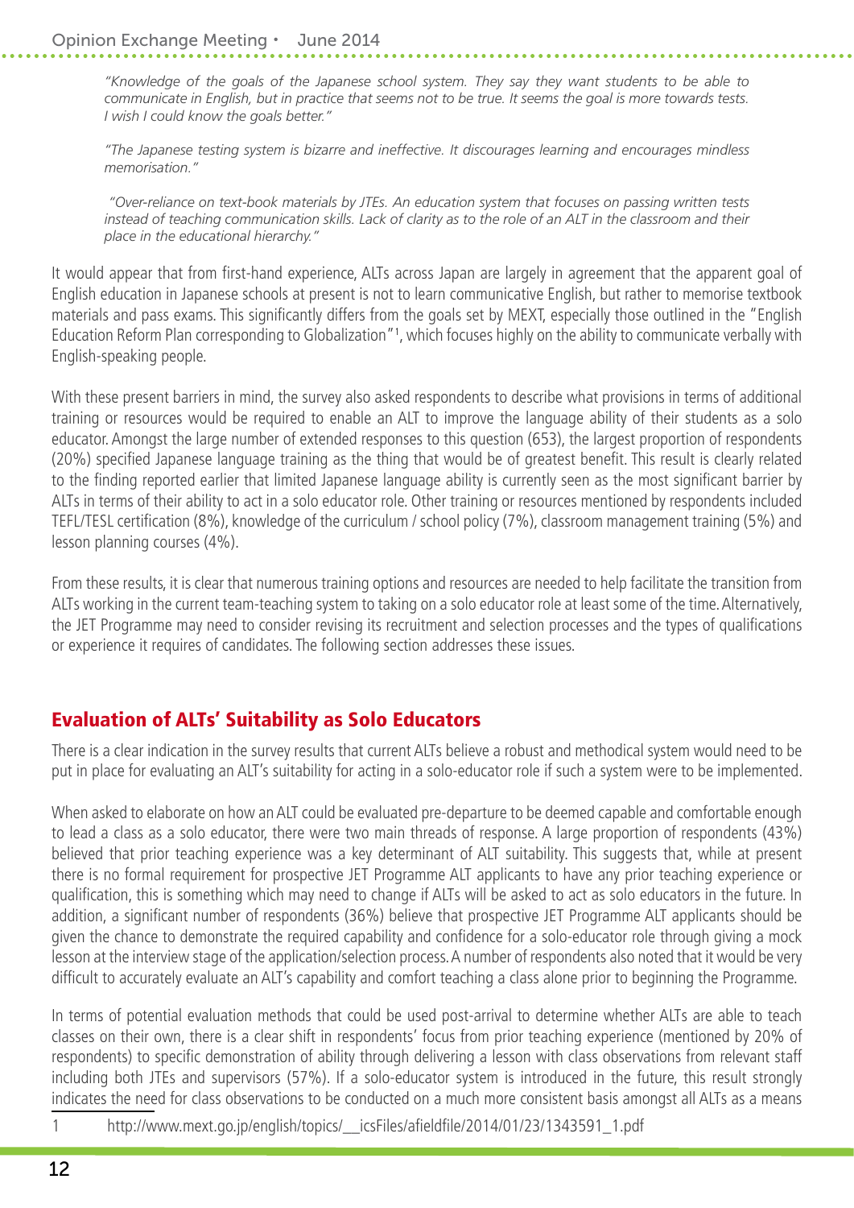*"Knowledge of the goals of the Japanese school system. They say they want students to be able to communicate in English, but in practice that seems not to be true. It seems the goal is more towards tests. I wish I could know the goals better."*

*"The Japanese testing system is bizarre and ineffective. It discourages learning and encourages mindless memorisation."*

*"Over-reliance on text-book materials by JTEs. An education system that focuses on passing written tests instead of teaching communication skills. Lack of clarity as to the role of an ALT in the classroom and their place in the educational hierarchy."*

It would appear that from first-hand experience, ALTs across Japan are largely in agreement that the apparent goal of English education in Japanese schools at present is not to learn communicative English, but rather to memorise textbook materials and pass exams. This significantly differs from the goals set by MEXT, especially those outlined in the "English Education Reform Plan corresponding to Globalization"[1], which focuses highly on the ability to communicate verbally with English-speaking people.

With these present barriers in mind, the survey also asked respondents to describe what provisions in terms of additional training or resources would be required to enable an ALT to improve the language ability of their students as a solo educator. Amongst the large number of extended responses to this question (653), the largest proportion of respondents (20%) specified Japanese language training as the thing that would be of greatest benefit. This result is clearly related to the finding reported earlier that limited Japanese language ability is currently seen as the most significant barrier by ALTs in terms of their ability to act in a solo educator role. Other training or resources mentioned by respondents included TEFL/TESL certification (8%), knowledge of the curriculum / school policy (7%), classroom management training (5%) and lesson planning courses (4%).

From these results, it is clear that numerous training options and resources are needed to help facilitate the transition from ALTs working in the current team-teaching system to taking on a solo educator role at least some of the time. Alternatively, the JET Programme may need to consider revising its recruitment and selection processes and the types of qualifications or experience it requires of candidates. The following section addresses these issues.

## Evaluation of ALTs' Suitability as Solo Educators

There is a clear indication in the survey results that current ALTs believe a robust and methodical system would need to be put in place for evaluating an ALT's suitability for acting in a solo-educator role if such a system were to be implemented.

When asked to elaborate on how an ALT could be evaluated pre-departure to be deemed capable and comfortable enough to lead a class as a solo educator, there were two main threads of response. A large proportion of respondents (43%) believed that prior teaching experience was a key determinant of ALT suitability. This suggests that, while at present there is no formal requirement for prospective JET Programme ALT applicants to have any prior teaching experience or qualification, this is something which may need to change if ALTs will be asked to act as solo educators in the future. In addition, a significant number of respondents (36%) believe that prospective JET Programme ALT applicants should be given the chance to demonstrate the required capability and confidence for a solo-educator role through giving a mock lesson at the interview stage of the application/selection process. A number of respondents also noted that it would be very difficult to accurately evaluate an ALT's capability and comfort teaching a class alone prior to beginning the Programme.

In terms of potential evaluation methods that could be used post-arrival to determine whether ALTs are able to teach classes on their own, there is a clear shift in respondents' focus from prior teaching experience (mentioned by 20% of respondents) to specific demonstration of ability through delivering a lesson with class observations from relevant staff including both JTEs and supervisors (57%). If a solo-educator system is introduced in the future, this result strongly indicates the need for class observations to be conducted on a much more consistent basis amongst all ALTs as a means

1 http://www.mext.go.jp/english/topics/__icsFiles/afieldfile/2014/01/23/1343591_1.pdf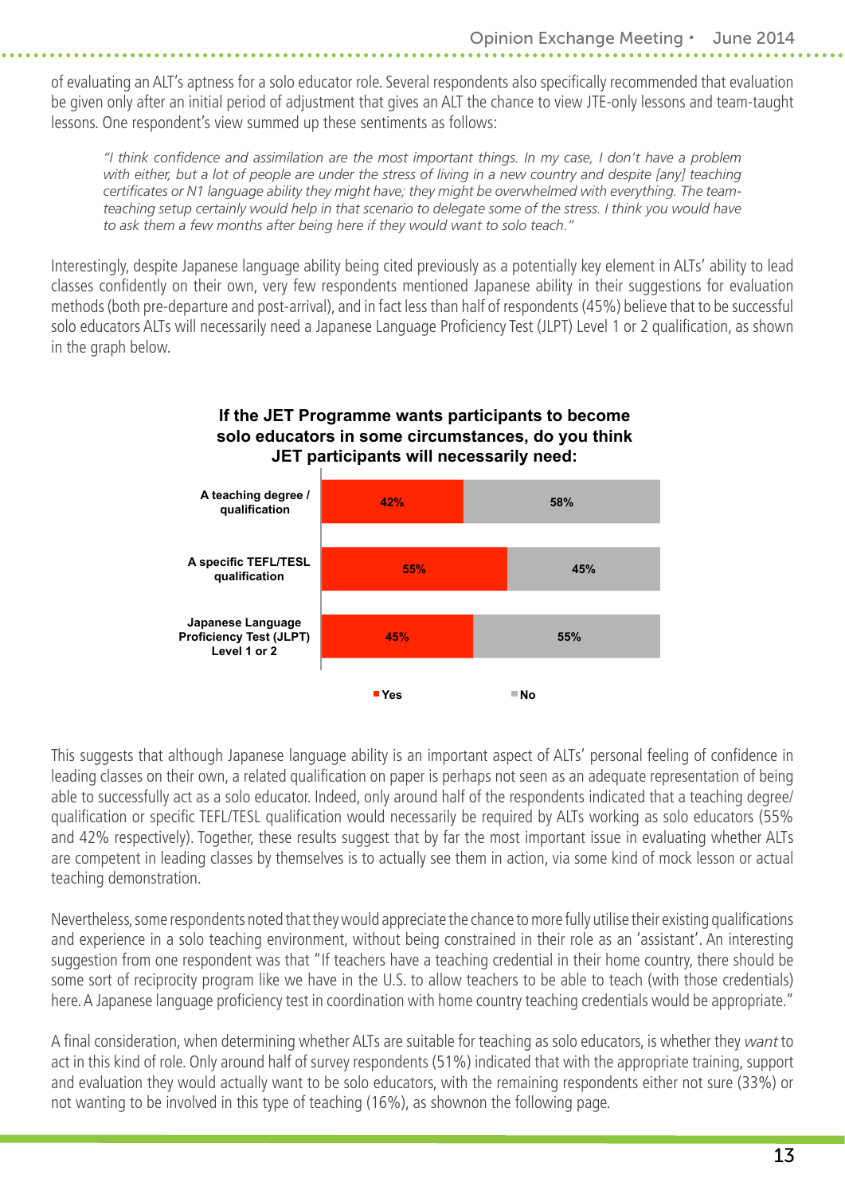of evaluating an ALT's aptness for a solo educator role. Several respondents also specifically recommended that evaluation be given only after an initial period of adjustment that gives an ALT the chance to view JTE-only lessons and team-taught lessons. One respondent's view summed up these sentiments as follows:

> *"I think confidence and assimilation are the most important things. In my case, I don't have a problem with either, but a lot of people are under the stress of living in a new country and despite [any] teaching certificates or N1 language ability they might have; they might be overwhelmed with everything. The team-teaching setup certainly would help in that scenario to delegate some of the stress. I think you would have to ask them a few months after being here if they would want to solo teach."*

Interestingly, despite Japanese language ability being cited previously as a potentially key element in ALTs' ability to lead classes confidently on their own, very few respondents mentioned Japanese ability in their suggestions for evaluation methods (both pre-departure and post-arrival), and in fact less than half of respondents (45%) believe that to be successful solo educators ALTs will necessarily need a Japanese Language Proficiency Test (JLPT) Level 1 or 2 qualification, as shown in the graph below.

**If the JET Programme wants participants to become solo educators in some circumstances, do you think JET participants will necessarily need:**

| | Yes | No |
|---|---|---|
| A teaching degree / qualification | 42% | 58% |
| A specific TEFL/TESL qualification | 55% | 45% |
| Japanese Language Proficiency Test (JLPT) Level 1 or 2 | 45% | 55% |

This suggests that although Japanese language ability is an important aspect of ALTs' personal feeling of confidence in leading classes on their own, a related qualification on paper is perhaps not seen as an adequate representation of being able to successfully act as a solo educator. Indeed, only around half of the respondents indicated that a teaching degree/qualification or specific TEFL/TESL qualification would necessarily be required by ALTs working as solo educators (55% and 42% respectively). Together, these results suggest that by far the most important issue in evaluating whether ALTs are competent in leading classes by themselves is to actually see them in action, via some kind of mock lesson or actual teaching demonstration.

Nevertheless, some respondents noted that they would appreciate the chance to more fully utilise their existing qualifications and experience in a solo teaching environment, without being constrained in their role as an 'assistant'. An interesting suggestion from one respondent was that "If teachers have a teaching credential in their home country, there should be some sort of reciprocity program like we have in the U.S. to allow teachers to be able to teach (with those credentials) here. A Japanese language proficiency test in coordination with home country teaching credentials would be appropriate."

A final consideration, when determining whether ALTs are suitable for teaching as solo educators, is whether they *want* to act in this kind of role. Only around half of survey respondents (51%) indicated that with the appropriate training, support and evaluation they would actually want to be solo educators, with the remaining respondents either not sure (33%) or not wanting to be involved in this type of teaching (16%), as shownon the following page.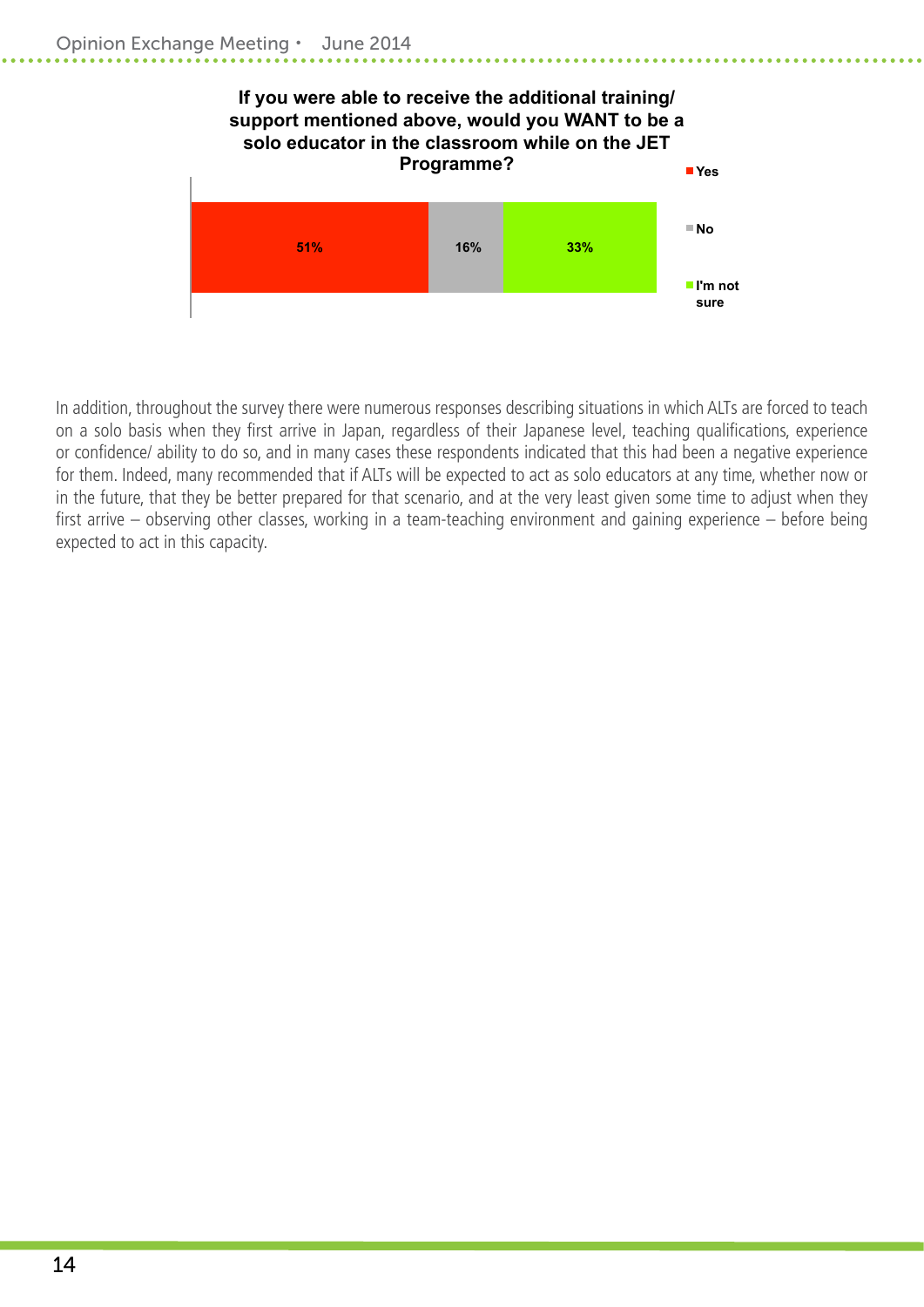**If you were able to receive the additional training/ support mentioned above, would you WANT to be a solo educator in the classroom while on the JET Programme?**

| Yes | No | I'm not sure |
|---|---|---|
| 51% | 16% | 33% |

In addition, throughout the survey there were numerous responses describing situations in which ALTs are forced to teach on a solo basis when they first arrive in Japan, regardless of their Japanese level, teaching qualifications, experience or confidence/ ability to do so, and in many cases these respondents indicated that this had been a negative experience for them. Indeed, many recommended that if ALTs will be expected to act as solo educators at any time, whether now or in the future, that they be better prepared for that scenario, and at the very least given some time to adjust when they first arrive – observing other classes, working in a team-teaching environment and gaining experience – before being expected to act in this capacity.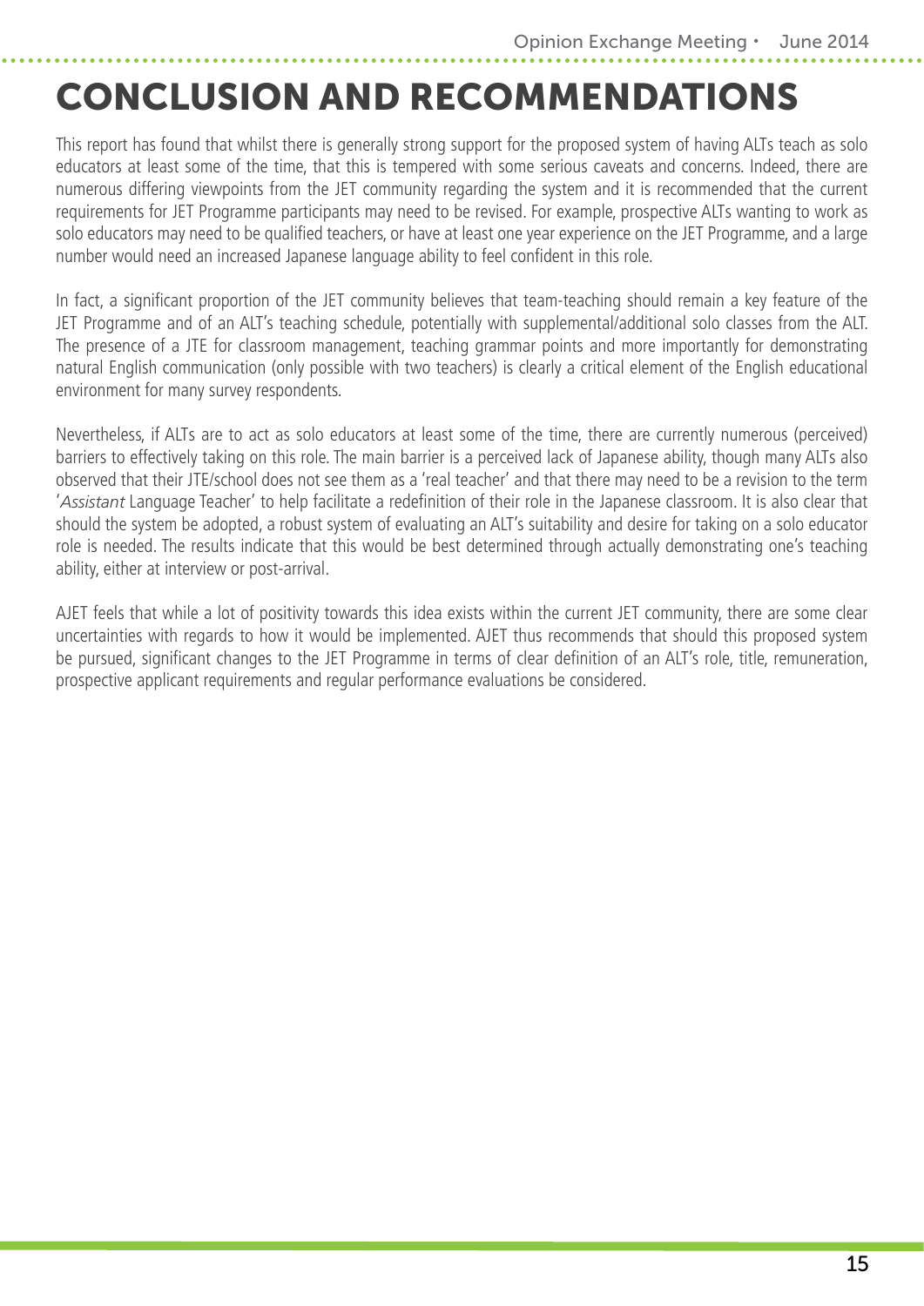# CONCLUSION AND RECOMMENDATIONS

This report has found that whilst there is generally strong support for the proposed system of having ALTs teach as solo educators at least some of the time, that this is tempered with some serious caveats and concerns. Indeed, there are numerous differing viewpoints from the JET community regarding the system and it is recommended that the current requirements for JET Programme participants may need to be revised. For example, prospective ALTs wanting to work as solo educators may need to be qualified teachers, or have at least one year experience on the JET Programme, and a large number would need an increased Japanese language ability to feel confident in this role.

In fact, a significant proportion of the JET community believes that team-teaching should remain a key feature of the JET Programme and of an ALT's teaching schedule, potentially with supplemental/additional solo classes from the ALT. The presence of a JTE for classroom management, teaching grammar points and more importantly for demonstrating natural English communication (only possible with two teachers) is clearly a critical element of the English educational environment for many survey respondents.

Nevertheless, if ALTs are to act as solo educators at least some of the time, there are currently numerous (perceived) barriers to effectively taking on this role. The main barrier is a perceived lack of Japanese ability, though many ALTs also observed that their JTE/school does not see them as a 'real teacher' and that there may need to be a revision to the term '*Assistant* Language Teacher' to help facilitate a redefinition of their role in the Japanese classroom. It is also clear that should the system be adopted, a robust system of evaluating an ALT's suitability and desire for taking on a solo educator role is needed. The results indicate that this would be best determined through actually demonstrating one's teaching ability, either at interview or post-arrival.

AJET feels that while a lot of positivity towards this idea exists within the current JET community, there are some clear uncertainties with regards to how it would be implemented. AJET thus recommends that should this proposed system be pursued, significant changes to the JET Programme in terms of clear definition of an ALT's role, title, remuneration, prospective applicant requirements and regular performance evaluations be considered.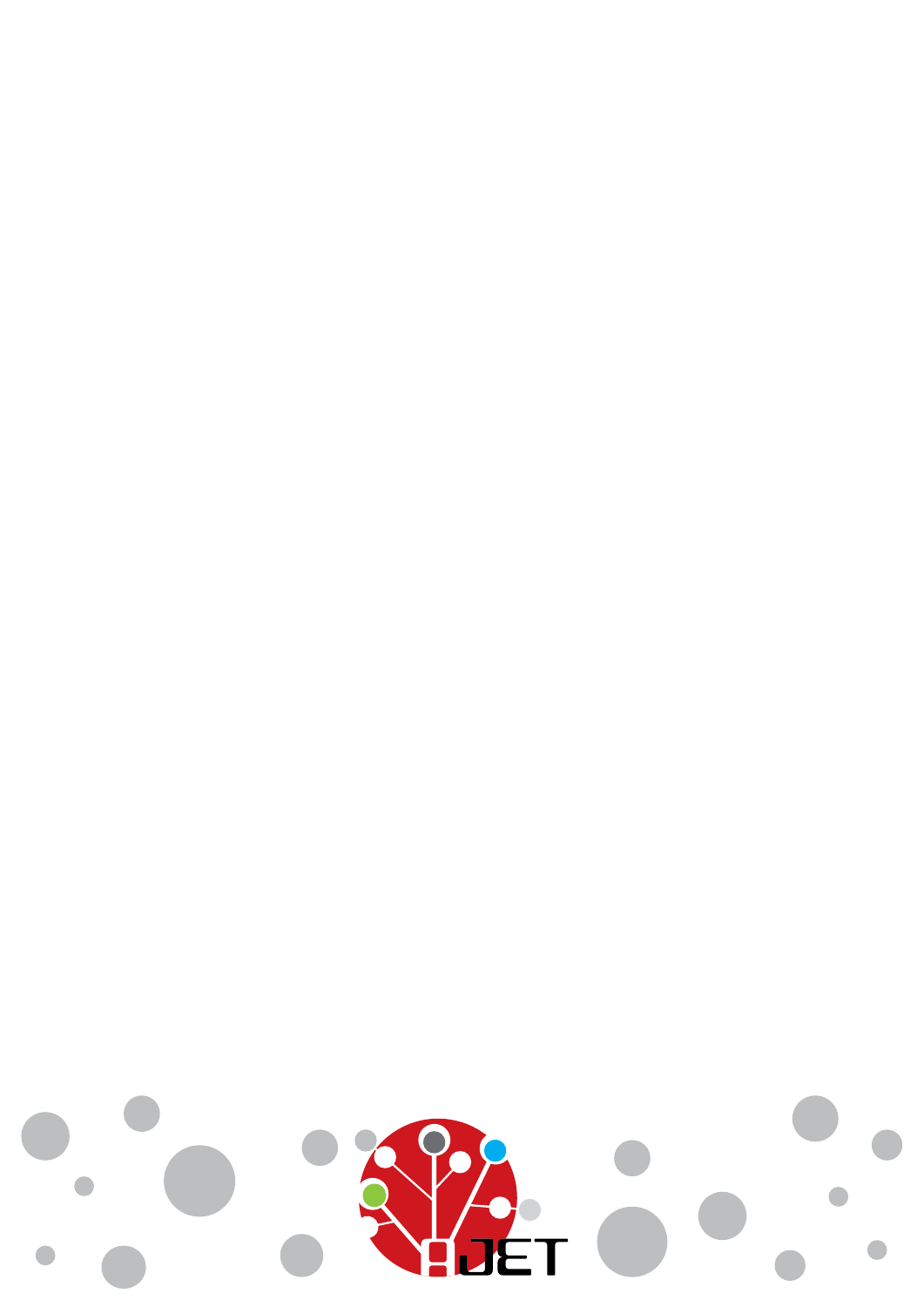JET